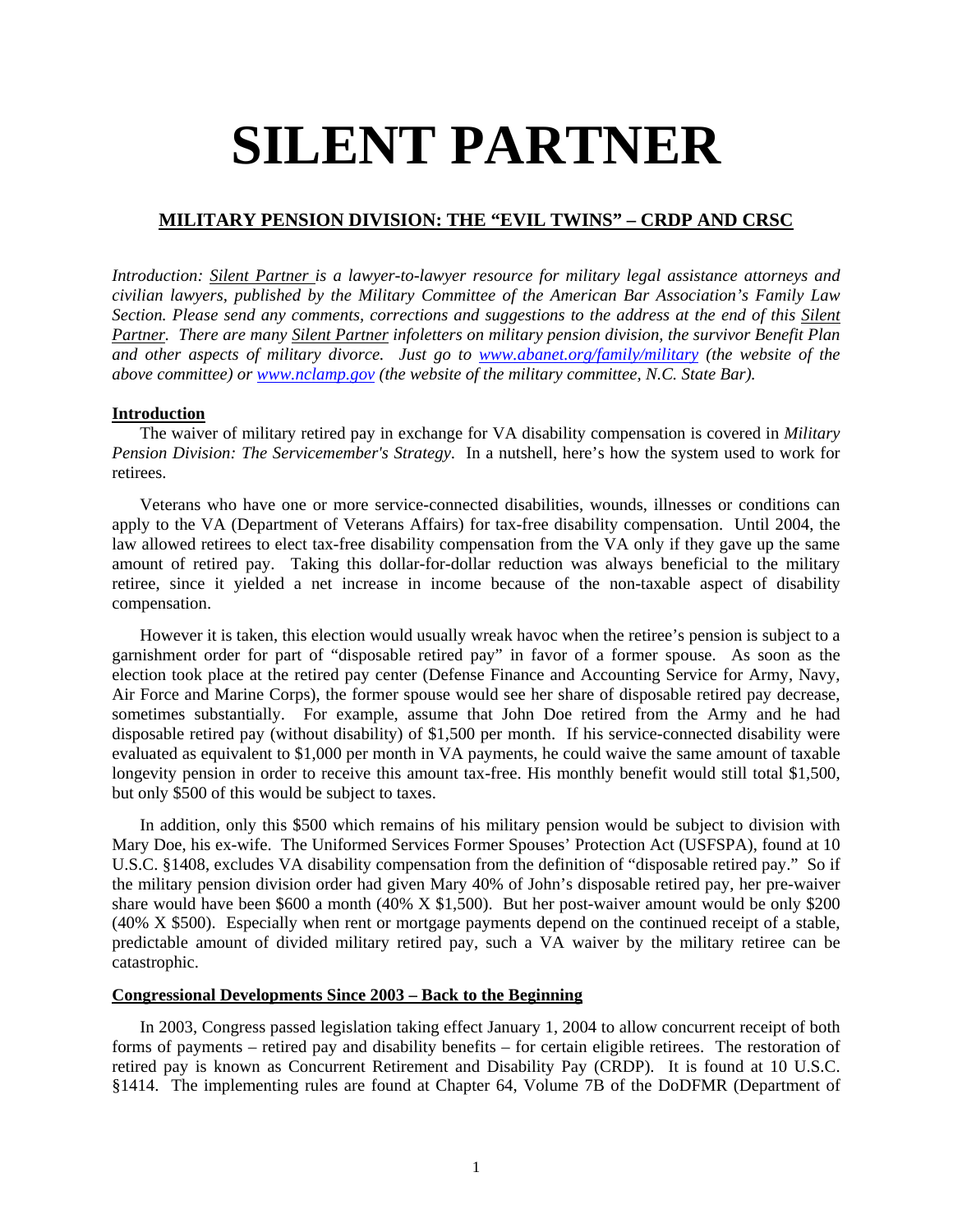# SILENT PARTNER

## MILITARY PENSION DIVISION: THE "EVIL TWINS" – CRDP AND CRSC

*Introduction: Silent Partner is a lawyer-to-lawyer resource for military legal assistance attorneys and civilian lawyers, published by the Military Committee of the American Bar Association's Family Law Section. Please send any comments, corrections and suggestions to the address at the end of this Silent Partner. There are many Silent Partner infoletters on military pension division, the survivor Benefit Plan and other aspects of military divorce. Just go to [www.abanet.org/family/military](www.abanet.org/family/military) (the website of the above committee) or [www.nclamp.gov](www.nclamp.gov) (the website of the military committee, N.C. State Bar).*

### Introduction

The waiver of military retired pay in exchange for VA disability compensation is covered in *Military Pension Division: The Servicemember's Strategy.* In a nutshell, here's how the system used to work for retirees.

Veterans who have one or more service-connected disabilities, wounds, illnesses or conditions can apply to the VA (Department of Veterans Affairs) for tax-free disability compensation. Until 2004, the law allowed retirees to elect tax-free disability compensation from the VA only if they gave up the same amount of retired pay. Taking this dollar-for-dollar reduction was always beneficial to the military retiree, since it yielded a net increase in income because of the non-taxable aspect of disability compensation.

However it is taken, this election would usually wreak havoc when the retiree's pension is subject to a garnishment order for part of "disposable retired pay" in favor of a former spouse. As soon as the election took place at the retired pay center (Defense Finance and Accounting Service for Army, Navy, Air Force and Marine Corps), the former spouse would see her share of disposable retired pay decrease, sometimes substantially. For example, assume that John Doe retired from the Army and he had disposable retired pay (without disability) of $1,500 per month. If his service-connected disability were evaluated as equivalent to $1,000 per month in VA payments, he could waive the same amount of taxable longevity pension in order to receive this amount tax-free. His monthly benefit would still total $1,500, but only $500 of this would be subject to taxes.

In addition, only this $500 which remains of his military pension would be subject to division with Mary Doe, his ex-wife. The Uniformed Services Former Spouses' Protection Act (USFSPA), found at 10 U.S.C. §1408, excludes VA disability compensation from the definition of "disposable retired pay." So if the military pension division order had given Mary 40% of John's disposable retired pay, her pre-waiver share would have been $600 a month (40% X $1,500). But her post-waiver amount would be only $200 (40% X $500). Especially when rent or mortgage payments depend on the continued receipt of a stable, predictable amount of divided military retired pay, such a VA waiver by the military retiree can be catastrophic.

### Congressional Developments Since 2003 – Back to the Beginning

In 2003, Congress passed legislation taking effect January 1, 2004 to allow concurrent receipt of both forms of payments – retired pay and disability benefits – for certain eligible retirees. The restoration of retired pay is known as Concurrent Retirement and Disability Pay (CRDP). It is found at 10 U.S.C. §1414. The implementing rules are found at Chapter 64, Volume 7B of the DoDFMR (Department of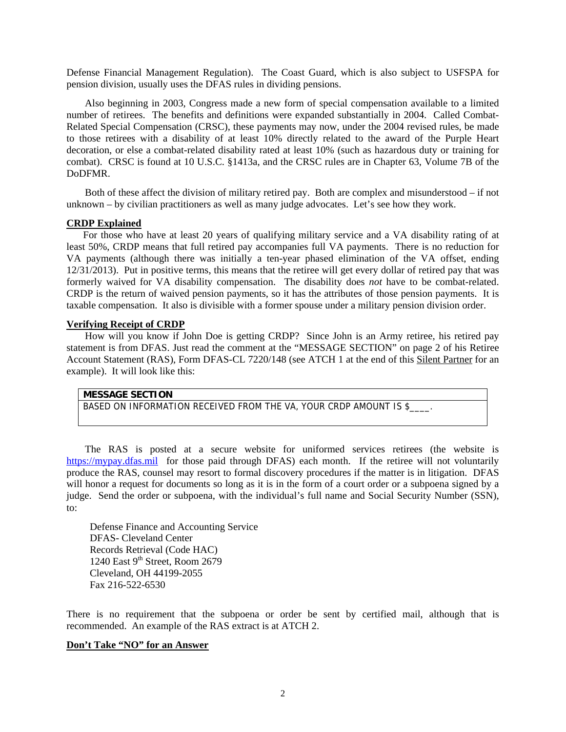Defense Financial Management Regulation). The Coast Guard, which is also subject to USFSPA for pension division, usually uses the DFAS rules in dividing pensions.

Also beginning in 2003, Congress made a new form of special compensation available to a limited number of retirees. The benefits and definitions were expanded substantially in 2004. Called Combat-Related Special Compensation (CRSC), these payments may now, under the 2004 revised rules, be made to those retirees with a disability of at least 10% directly related to the award of the Purple Heart decoration, or else a combat-related disability rated at least 10% (such as hazardous duty or training for combat). CRSC is found at 10 U.S.C. §1413a, and the CRSC rules are in Chapter 63, Volume 7B of the DoDFMR.

Both of these affect the division of military retired pay. Both are complex and misunderstood – if not unknown – by civilian practitioners as well as many judge advocates. Let's see how they work.

**CRDP Explained**

For those who have at least 20 years of qualifying military service and a VA disability rating of at least 50%, CRDP means that full retired pay accompanies full VA payments. There is no reduction for VA payments (although there was initially a ten-year phased elimination of the VA offset, ending 12/31/2013). Put in positive terms, this means that the retiree will get every dollar of retired pay that was formerly waived for VA disability compensation. The disability does *not* have to be combat-related. CRDP is the return of waived pension payments, so it has the attributes of those pension payments. It is taxable compensation. It also is divisible with a former spouse under a military pension division order.

**Verifying Receipt of CRDP**

How will you know if John Doe is getting CRDP? Since John is an Army retiree, his retired pay statement is from DFAS. Just read the comment at the "MESSAGE SECTION" on page 2 of his Retiree Account Statement (RAS), Form DFAS-CL 7220/148 (see ATCH 1 at the end of this Silent Partner for an example). It will look like this:

| **MESSAGE SECTION** |
|---|
| BASED ON INFORMATION RECEIVED FROM THE VA, YOUR CRDP AMOUNT IS $____. |

The RAS is posted at a secure website for uniformed services retirees (the website is https://mypay.dfas.mil for those paid through DFAS) each month. If the retiree will not voluntarily produce the RAS, counsel may resort to formal discovery procedures if the matter is in litigation. DFAS will honor a request for documents so long as it is in the form of a court order or a subpoena signed by a judge. Send the order or subpoena, with the individual's full name and Social Security Number (SSN), to:

Defense Finance and Accounting Service
DFAS- Cleveland Center
Records Retrieval (Code HAC)
1240 East 9th Street, Room 2679
Cleveland, OH 44199-2055
Fax 216-522-6530

There is no requirement that the subpoena or order be sent by certified mail, although that is recommended. An example of the RAS extract is at ATCH 2.

**Don't Take "NO" for an Answer**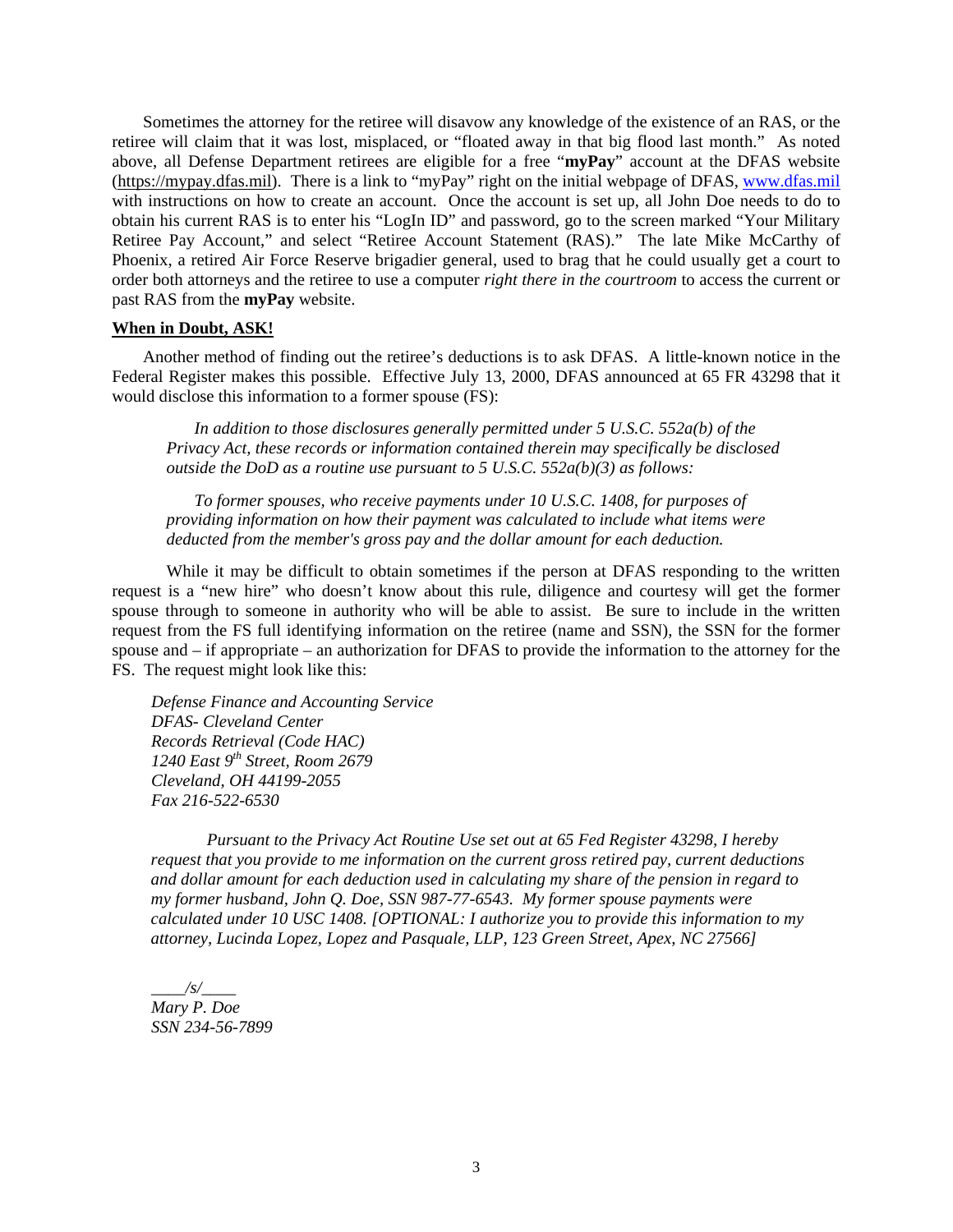Sometimes the attorney for the retiree will disavow any knowledge of the existence of an RAS, or the retiree will claim that it was lost, misplaced, or "floated away in that big flood last month." As noted above, all Defense Department retirees are eligible for a free "**myPay**" account at the DFAS website (https://mypay.dfas.mil). There is a link to "myPay" right on the initial webpage of DFAS, www.dfas.mil with instructions on how to create an account. Once the account is set up, all John Doe needs to do to obtain his current RAS is to enter his "LogIn ID" and password, go to the screen marked "Your Military Retiree Pay Account," and select "Retiree Account Statement (RAS)." The late Mike McCarthy of Phoenix, a retired Air Force Reserve brigadier general, used to brag that he could usually get a court to order both attorneys and the retiree to use a computer *right there in the courtroom* to access the current or past RAS from the **myPay** website.

**When in Doubt, ASK!**

Another method of finding out the retiree's deductions is to ask DFAS. A little-known notice in the Federal Register makes this possible. Effective July 13, 2000, DFAS announced at 65 FR 43298 that it would disclose this information to a former spouse (FS):

> *In addition to those disclosures generally permitted under 5 U.S.C. 552a(b) of the Privacy Act, these records or information contained therein may specifically be disclosed outside the DoD as a routine use pursuant to 5 U.S.C. 552a(b)(3) as follows:*
>
> *To former spouses, who receive payments under 10 U.S.C. 1408, for purposes of providing information on how their payment was calculated to include what items were deducted from the member's gross pay and the dollar amount for each deduction.*

While it may be difficult to obtain sometimes if the person at DFAS responding to the written request is a "new hire" who doesn't know about this rule, diligence and courtesy will get the former spouse through to someone in authority who will be able to assist. Be sure to include in the written request from the FS full identifying information on the retiree (name and SSN), the SSN for the former spouse and – if appropriate – an authorization for DFAS to provide the information to the attorney for the FS. The request might look like this:

*Defense Finance and Accounting Service*
*DFAS- Cleveland Center*
*Records Retrieval (Code HAC)*
*1240 East 9th Street, Room 2679*
*Cleveland, OH 44199-2055*
*Fax 216-522-6530*

*Pursuant to the Privacy Act Routine Use set out at 65 Fed Register 43298, I hereby request that you provide to me information on the current gross retired pay, current deductions and dollar amount for each deduction used in calculating my share of the pension in regard to my former husband, John Q. Doe, SSN 987-77-6543. My former spouse payments were calculated under 10 USC 1408. [OPTIONAL: I authorize you to provide this information to my attorney, Lucinda Lopez, Lopez and Pasquale, LLP, 123 Green Street, Apex, NC 27566]*

____/s/____
*Mary P. Doe*
*SSN 234-56-7899*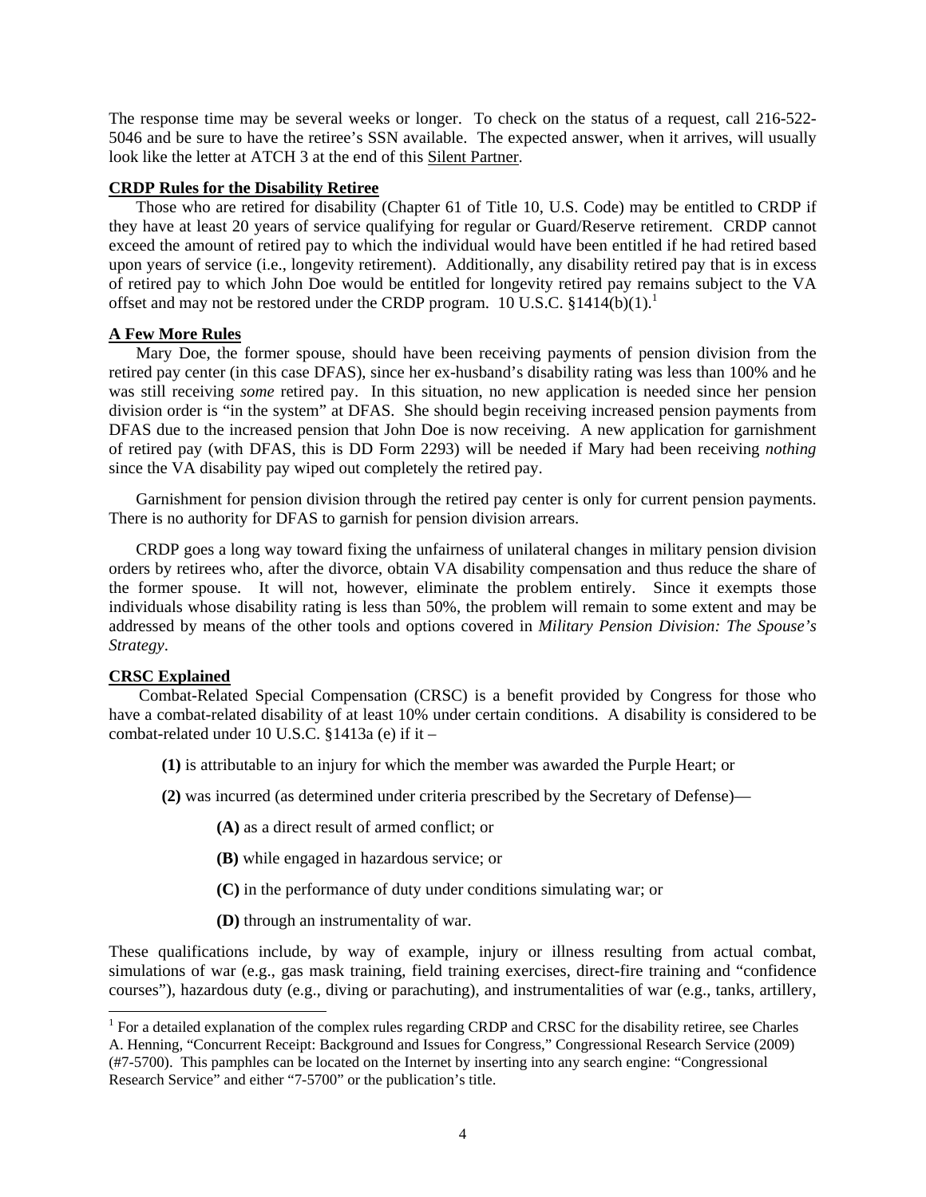The response time may be several weeks or longer. To check on the status of a request, call 216-522-5046 and be sure to have the retiree's SSN available. The expected answer, when it arrives, will usually look like the letter at ATCH 3 at the end of this Silent Partner.

**CRDP Rules for the Disability Retiree**

Those who are retired for disability (Chapter 61 of Title 10, U.S. Code) may be entitled to CRDP if they have at least 20 years of service qualifying for regular or Guard/Reserve retirement. CRDP cannot exceed the amount of retired pay to which the individual would have been entitled if he had retired based upon years of service (i.e., longevity retirement). Additionally, any disability retired pay that is in excess of retired pay to which John Doe would be entitled for longevity retired pay remains subject to the VA offset and may not be restored under the CRDP program. 10 U.S.C. §1414(b)(1).[1]

**A Few More Rules**

Mary Doe, the former spouse, should have been receiving payments of pension division from the retired pay center (in this case DFAS), since her ex-husband's disability rating was less than 100% and he was still receiving *some* retired pay. In this situation, no new application is needed since her pension division order is "in the system" at DFAS. She should begin receiving increased pension payments from DFAS due to the increased pension that John Doe is now receiving. A new application for garnishment of retired pay (with DFAS, this is DD Form 2293) will be needed if Mary had been receiving *nothing* since the VA disability pay wiped out completely the retired pay.

Garnishment for pension division through the retired pay center is only for current pension payments. There is no authority for DFAS to garnish for pension division arrears.

CRDP goes a long way toward fixing the unfairness of unilateral changes in military pension division orders by retirees who, after the divorce, obtain VA disability compensation and thus reduce the share of the former spouse. It will not, however, eliminate the problem entirely. Since it exempts those individuals whose disability rating is less than 50%, the problem will remain to some extent and may be addressed by means of the other tools and options covered in *Military Pension Division: The Spouse's Strategy*.

**CRSC Explained**

Combat-Related Special Compensation (CRSC) is a benefit provided by Congress for those who have a combat-related disability of at least 10% under certain conditions. A disability is considered to be combat-related under 10 U.S.C. §1413a (e) if it –

**(1)** is attributable to an injury for which the member was awarded the Purple Heart; or

**(2)** was incurred (as determined under criteria prescribed by the Secretary of Defense)—

> **(A)** as a direct result of armed conflict; or
>
> **(B)** while engaged in hazardous service; or
>
> **(C)** in the performance of duty under conditions simulating war; or
>
> **(D)** through an instrumentality of war.

These qualifications include, by way of example, injury or illness resulting from actual combat, simulations of war (e.g., gas mask training, field training exercises, direct-fire training and "confidence courses"), hazardous duty (e.g., diving or parachuting), and instrumentalities of war (e.g., tanks, artillery,

---

[1] For a detailed explanation of the complex rules regarding CRDP and CRSC for the disability retiree, see Charles A. Henning, "Concurrent Receipt: Background and Issues for Congress," Congressional Research Service (2009) (#7-5700). This pamphles can be located on the Internet by inserting into any search engine: "Congressional Research Service" and either "7-5700" or the publication's title.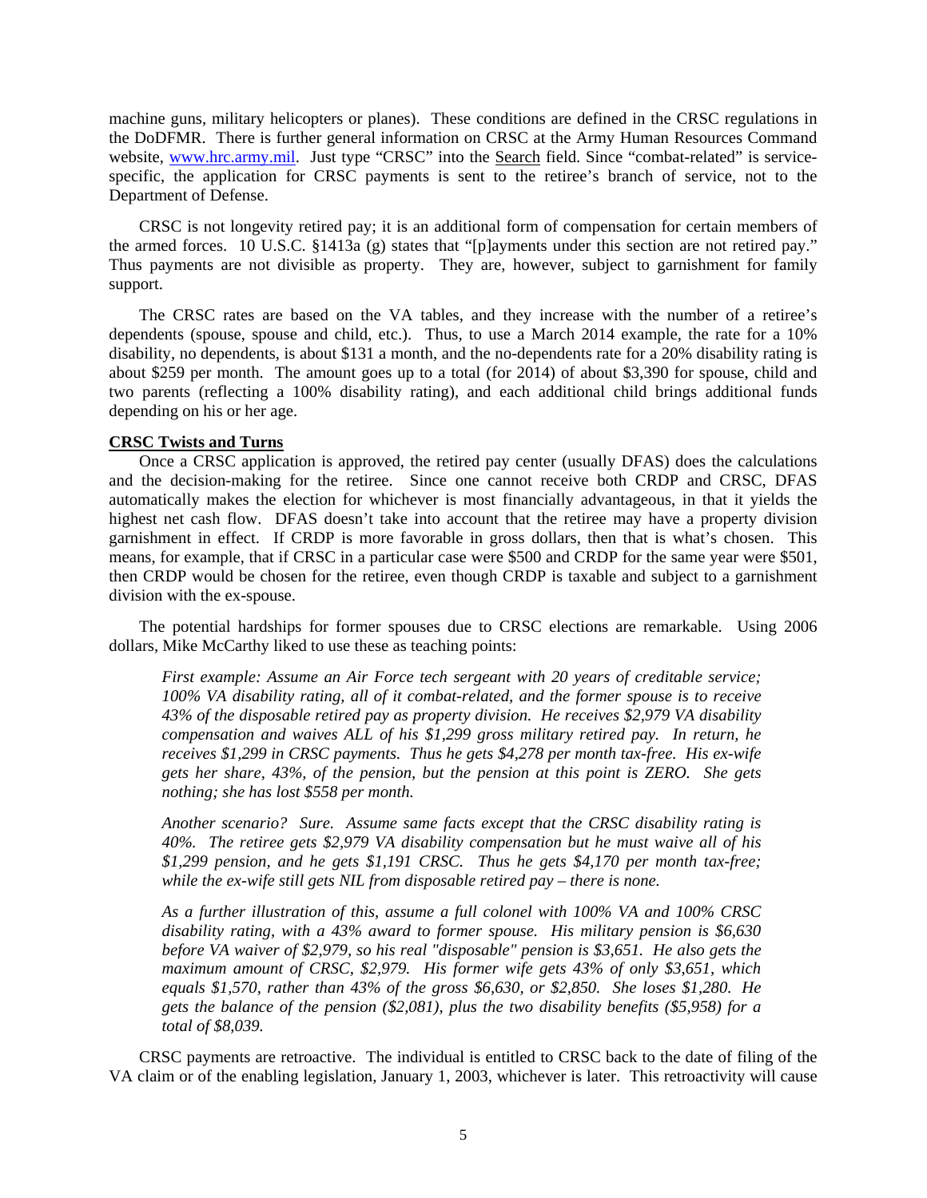machine guns, military helicopters or planes). These conditions are defined in the CRSC regulations in the DoDFMR. There is further general information on CRSC at the Army Human Resources Command website, www.hrc.army.mil. Just type "CRSC" into the Search field. Since "combat-related" is service-specific, the application for CRSC payments is sent to the retiree's branch of service, not to the Department of Defense.

CRSC is not longevity retired pay; it is an additional form of compensation for certain members of the armed forces. 10 U.S.C. §1413a (g) states that "[p]ayments under this section are not retired pay." Thus payments are not divisible as property. They are, however, subject to garnishment for family support.

The CRSC rates are based on the VA tables, and they increase with the number of a retiree's dependents (spouse, spouse and child, etc.). Thus, to use a March 2014 example, the rate for a 10% disability, no dependents, is about $131 a month, and the no-dependents rate for a 20% disability rating is about $259 per month. The amount goes up to a total (for 2014) of about $3,390 for spouse, child and two parents (reflecting a 100% disability rating), and each additional child brings additional funds depending on his or her age.

**CRSC Twists and Turns**

Once a CRSC application is approved, the retired pay center (usually DFAS) does the calculations and the decision-making for the retiree. Since one cannot receive both CRDP and CRSC, DFAS automatically makes the election for whichever is most financially advantageous, in that it yields the highest net cash flow. DFAS doesn't take into account that the retiree may have a property division garnishment in effect. If CRDP is more favorable in gross dollars, then that is what's chosen. This means, for example, that if CRSC in a particular case were $500 and CRDP for the same year were $501, then CRDP would be chosen for the retiree, even though CRDP is taxable and subject to a garnishment division with the ex-spouse.

The potential hardships for former spouses due to CRSC elections are remarkable. Using 2006 dollars, Mike McCarthy liked to use these as teaching points:

> *First example: Assume an Air Force tech sergeant with 20 years of creditable service; 100% VA disability rating, all of it combat-related, and the former spouse is to receive 43% of the disposable retired pay as property division. He receives $2,979 VA disability compensation and waives ALL of his $1,299 gross military retired pay. In return, he receives $1,299 in CRSC payments. Thus he gets $4,278 per month tax-free. His ex-wife gets her share, 43%, of the pension, but the pension at this point is ZERO. She gets nothing; she has lost $558 per month.*
>
> *Another scenario? Sure. Assume same facts except that the CRSC disability rating is 40%. The retiree gets $2,979 VA disability compensation but he must waive all of his $1,299 pension, and he gets $1,191 CRSC. Thus he gets $4,170 per month tax-free; while the ex-wife still gets NIL from disposable retired pay – there is none.*
>
> *As a further illustration of this, assume a full colonel with 100% VA and 100% CRSC disability rating, with a 43% award to former spouse. His military pension is $6,630 before VA waiver of $2,979, so his real "disposable" pension is $3,651. He also gets the maximum amount of CRSC, $2,979. His former wife gets 43% of only $3,651, which equals $1,570, rather than 43% of the gross $6,630, or $2,850. She loses $1,280. He gets the balance of the pension ($2,081), plus the two disability benefits ($5,958) for a total of $8,039.*

CRSC payments are retroactive. The individual is entitled to CRSC back to the date of filing of the VA claim or of the enabling legislation, January 1, 2003, whichever is later. This retroactivity will cause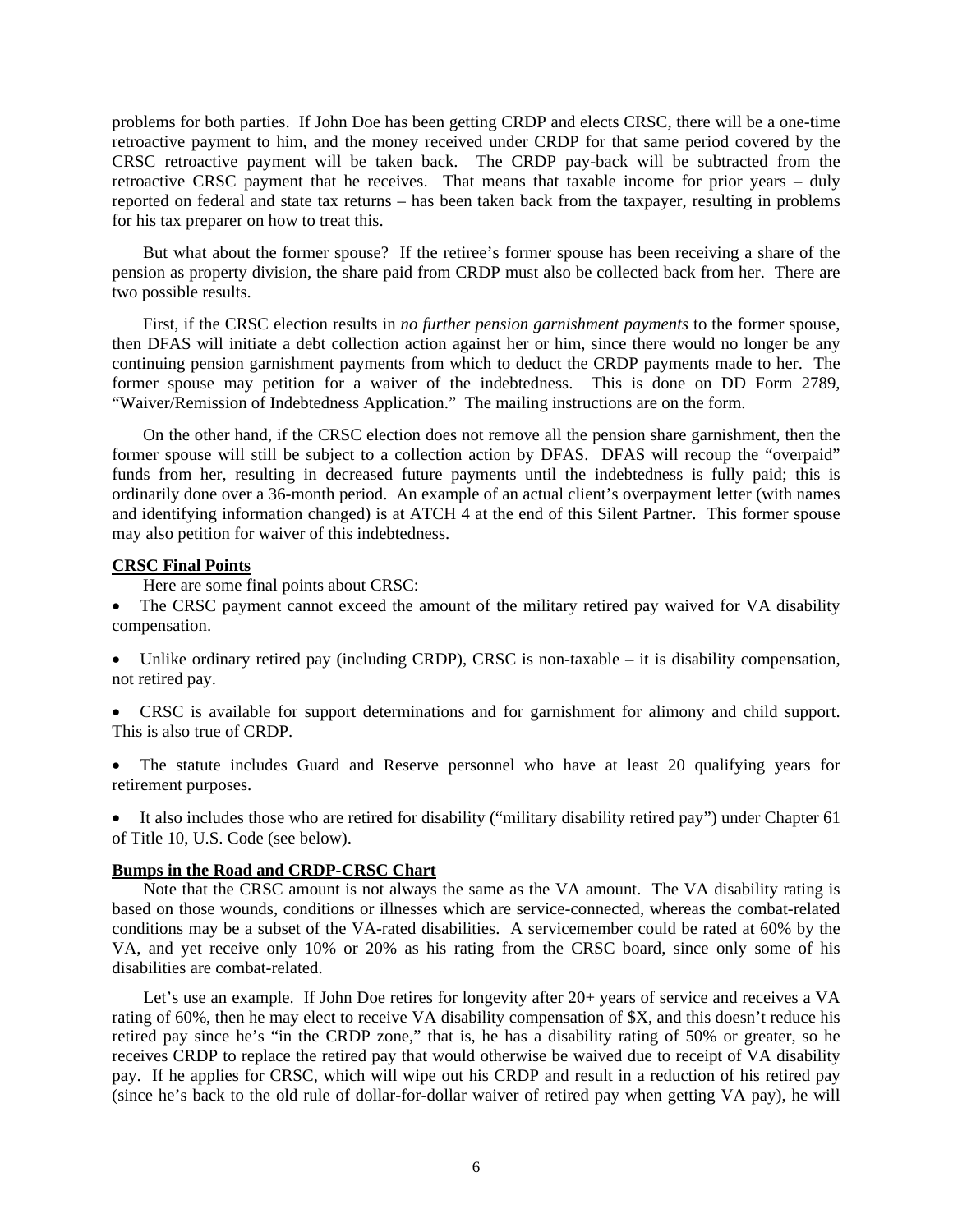problems for both parties. If John Doe has been getting CRDP and elects CRSC, there will be a one-time retroactive payment to him, and the money received under CRDP for that same period covered by the CRSC retroactive payment will be taken back. The CRDP pay-back will be subtracted from the retroactive CRSC payment that he receives. That means that taxable income for prior years – duly reported on federal and state tax returns – has been taken back from the taxpayer, resulting in problems for his tax preparer on how to treat this.

But what about the former spouse? If the retiree's former spouse has been receiving a share of the pension as property division, the share paid from CRDP must also be collected back from her. There are two possible results.

First, if the CRSC election results in *no further pension garnishment payments* to the former spouse, then DFAS will initiate a debt collection action against her or him, since there would no longer be any continuing pension garnishment payments from which to deduct the CRDP payments made to her. The former spouse may petition for a waiver of the indebtedness. This is done on DD Form 2789, "Waiver/Remission of Indebtedness Application." The mailing instructions are on the form.

On the other hand, if the CRSC election does not remove all the pension share garnishment, then the former spouse will still be subject to a collection action by DFAS. DFAS will recoup the "overpaid" funds from her, resulting in decreased future payments until the indebtedness is fully paid; this is ordinarily done over a 36-month period. An example of an actual client's overpayment letter (with names and identifying information changed) is at ATCH 4 at the end of this <u>Silent Partner</u>. This former spouse may also petition for waiver of this indebtedness.

**<u>CRSC Final Points</u>**

Here are some final points about CRSC:

- The CRSC payment cannot exceed the amount of the military retired pay waived for VA disability compensation.
- Unlike ordinary retired pay (including CRDP), CRSC is non-taxable – it is disability compensation, not retired pay.
- CRSC is available for support determinations and for garnishment for alimony and child support. This is also true of CRDP.
- The statute includes Guard and Reserve personnel who have at least 20 qualifying years for retirement purposes.
- It also includes those who are retired for disability ("military disability retired pay") under Chapter 61 of Title 10, U.S. Code (see below).

**<u>Bumps in the Road and CRDP-CRSC Chart</u>**

Note that the CRSC amount is not always the same as the VA amount. The VA disability rating is based on those wounds, conditions or illnesses which are service-connected, whereas the combat-related conditions may be a subset of the VA-rated disabilities. A servicemember could be rated at 60% by the VA, and yet receive only 10% or 20% as his rating from the CRSC board, since only some of his disabilities are combat-related.

Let's use an example. If John Doe retires for longevity after 20+ years of service and receives a VA rating of 60%, then he may elect to receive VA disability compensation of $X, and this doesn't reduce his retired pay since he's "in the CRDP zone," that is, he has a disability rating of 50% or greater, so he receives CRDP to replace the retired pay that would otherwise be waived due to receipt of VA disability pay. If he applies for CRSC, which will wipe out his CRDP and result in a reduction of his retired pay (since he's back to the old rule of dollar-for-dollar waiver of retired pay when getting VA pay), he will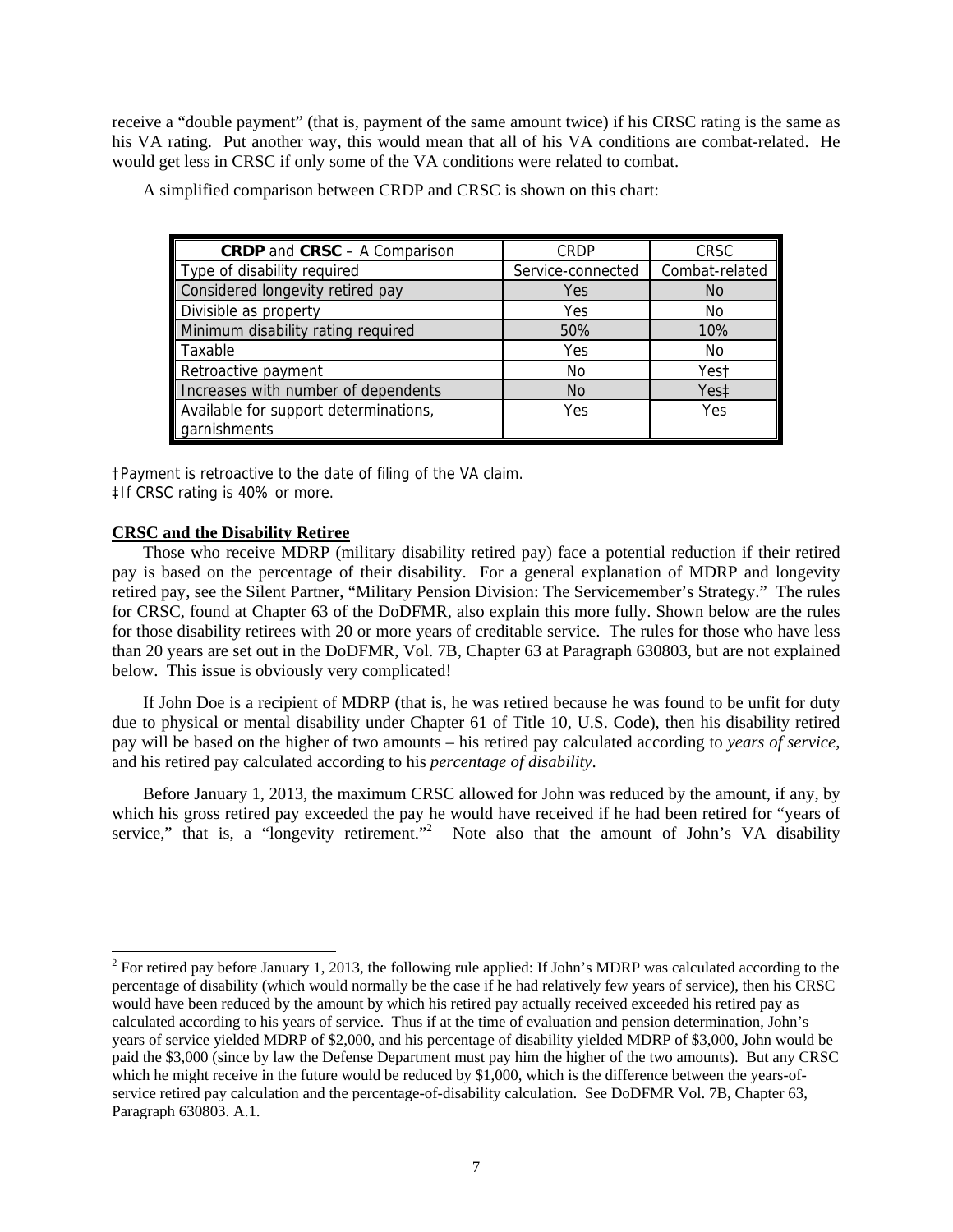receive a "double payment" (that is, payment of the same amount twice) if his CRSC rating is the same as his VA rating. Put another way, this would mean that all of his VA conditions are combat-related. He would get less in CRSC if only some of the VA conditions were related to combat.

A simplified comparison between CRDP and CRSC is shown on this chart:

| **CRDP** and **CRSC** – A Comparison | CRDP | CRSC |
|---|---|---|
| Type of disability required | Service-connected | Combat-related |
| Considered longevity retired pay | Yes | No |
| Divisible as property | Yes | No |
| Minimum disability rating required | 50% | 10% |
| Taxable | Yes | No |
| Retroactive payment | No | Yes† |
| Increases with number of dependents | No | Yes‡ |
| Available for support determinations, garnishments | Yes | Yes |

†Payment is retroactive to the date of filing of the VA claim.
‡If CRSC rating is 40% or more.

**CRSC and the Disability Retiree**

Those who receive MDRP (military disability retired pay) face a potential reduction if their retired pay is based on the percentage of their disability. For a general explanation of MDRP and longevity retired pay, see the Silent Partner, "Military Pension Division: The Servicemember's Strategy." The rules for CRSC, found at Chapter 63 of the DoDFMR, also explain this more fully. Shown below are the rules for those disability retirees with 20 or more years of creditable service. The rules for those who have less than 20 years are set out in the DoDFMR, Vol. 7B, Chapter 63 at Paragraph 630803, but are not explained below. This issue is obviously very complicated!

If John Doe is a recipient of MDRP (that is, he was retired because he was found to be unfit for duty due to physical or mental disability under Chapter 61 of Title 10, U.S. Code), then his disability retired pay will be based on the higher of two amounts – his retired pay calculated according to *years of service*, and his retired pay calculated according to his *percentage of disability*.

Before January 1, 2013, the maximum CRSC allowed for John was reduced by the amount, if any, by which his gross retired pay exceeded the pay he would have received if he had been retired for "years of service," that is, a "longevity retirement."[2] Note also that the amount of John's VA disability

[2] For retired pay before January 1, 2013, the following rule applied: If John's MDRP was calculated according to the percentage of disability (which would normally be the case if he had relatively few years of service), then his CRSC would have been reduced by the amount by which his retired pay actually received exceeded his retired pay as calculated according to his years of service. Thus if at the time of evaluation and pension determination, John's years of service yielded MDRP of $2,000, and his percentage of disability yielded MDRP of $3,000, John would be paid the $3,000 (since by law the Defense Department must pay him the higher of the two amounts). But any CRSC which he might receive in the future would be reduced by $1,000, which is the difference between the years-of-service retired pay calculation and the percentage-of-disability calculation. See DoDFMR Vol. 7B, Chapter 63, Paragraph 630803. A.1.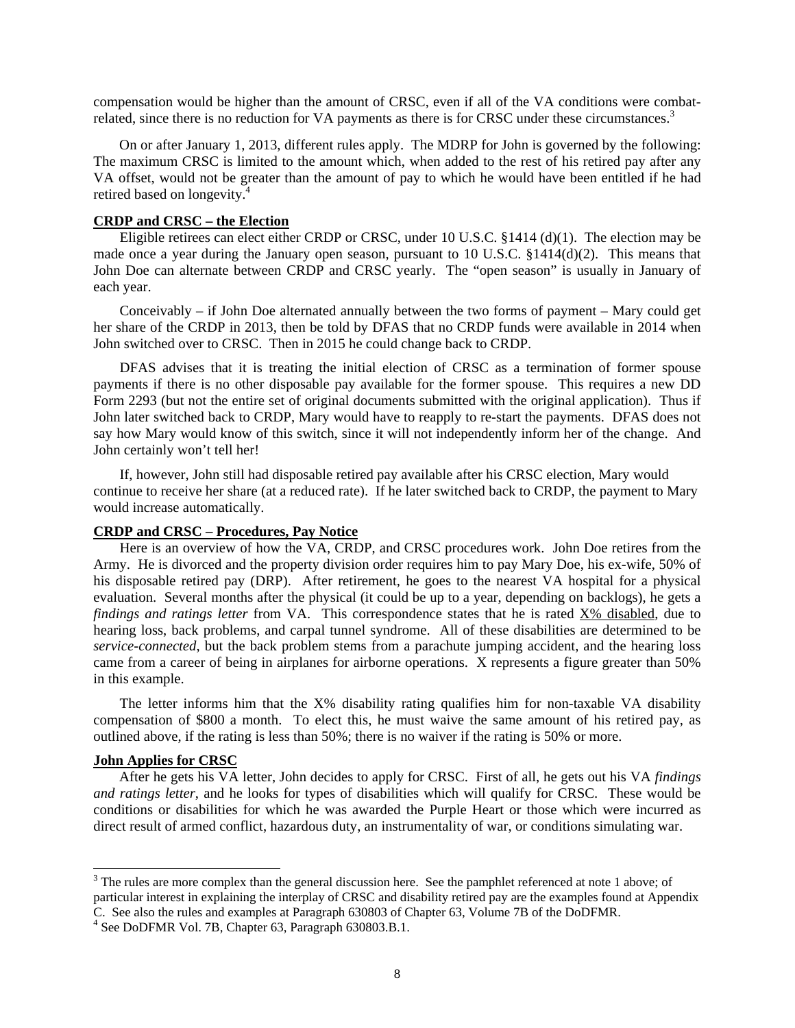compensation would be higher than the amount of CRSC, even if all of the VA conditions were combat-related, since there is no reduction for VA payments as there is for CRSC under these circumstances.[3]

On or after January 1, 2013, different rules apply. The MDRP for John is governed by the following: The maximum CRSC is limited to the amount which, when added to the rest of his retired pay after any VA offset, would not be greater than the amount of pay to which he would have been entitled if he had retired based on longevity.[4]

**CRDP and CRSC – the Election**

Eligible retirees can elect either CRDP or CRSC, under 10 U.S.C. §1414 (d)(1). The election may be made once a year during the January open season, pursuant to 10 U.S.C. §1414(d)(2). This means that John Doe can alternate between CRDP and CRSC yearly. The "open season" is usually in January of each year.

Conceivably – if John Doe alternated annually between the two forms of payment – Mary could get her share of the CRDP in 2013, then be told by DFAS that no CRDP funds were available in 2014 when John switched over to CRSC. Then in 2015 he could change back to CRDP.

DFAS advises that it is treating the initial election of CRSC as a termination of former spouse payments if there is no other disposable pay available for the former spouse. This requires a new DD Form 2293 (but not the entire set of original documents submitted with the original application). Thus if John later switched back to CRDP, Mary would have to reapply to re-start the payments. DFAS does not say how Mary would know of this switch, since it will not independently inform her of the change. And John certainly won't tell her!

If, however, John still had disposable retired pay available after his CRSC election, Mary would continue to receive her share (at a reduced rate). If he later switched back to CRDP, the payment to Mary would increase automatically.

**CRDP and CRSC – Procedures, Pay Notice**

Here is an overview of how the VA, CRDP, and CRSC procedures work. John Doe retires from the Army. He is divorced and the property division order requires him to pay Mary Doe, his ex-wife, 50% of his disposable retired pay (DRP). After retirement, he goes to the nearest VA hospital for a physical evaluation. Several months after the physical (it could be up to a year, depending on backlogs), he gets a *findings and ratings letter* from VA. This correspondence states that he is rated X% disabled, due to hearing loss, back problems, and carpal tunnel syndrome. All of these disabilities are determined to be *service-connected*, but the back problem stems from a parachute jumping accident, and the hearing loss came from a career of being in airplanes for airborne operations. X represents a figure greater than 50% in this example.

The letter informs him that the X% disability rating qualifies him for non-taxable VA disability compensation of $800 a month. To elect this, he must waive the same amount of his retired pay, as outlined above, if the rating is less than 50%; there is no waiver if the rating is 50% or more.

**John Applies for CRSC**

After he gets his VA letter, John decides to apply for CRSC. First of all, he gets out his VA *findings and ratings letter*, and he looks for types of disabilities which will qualify for CRSC. These would be conditions or disabilities for which he was awarded the Purple Heart or those which were incurred as direct result of armed conflict, hazardous duty, an instrumentality of war, or conditions simulating war.

---

[3] The rules are more complex than the general discussion here. See the pamphlet referenced at note 1 above; of particular interest in explaining the interplay of CRSC and disability retired pay are the examples found at Appendix C. See also the rules and examples at Paragraph 630803 of Chapter 63, Volume 7B of the DoDFMR.

[4] See DoDFMR Vol. 7B, Chapter 63, Paragraph 630803.B.1.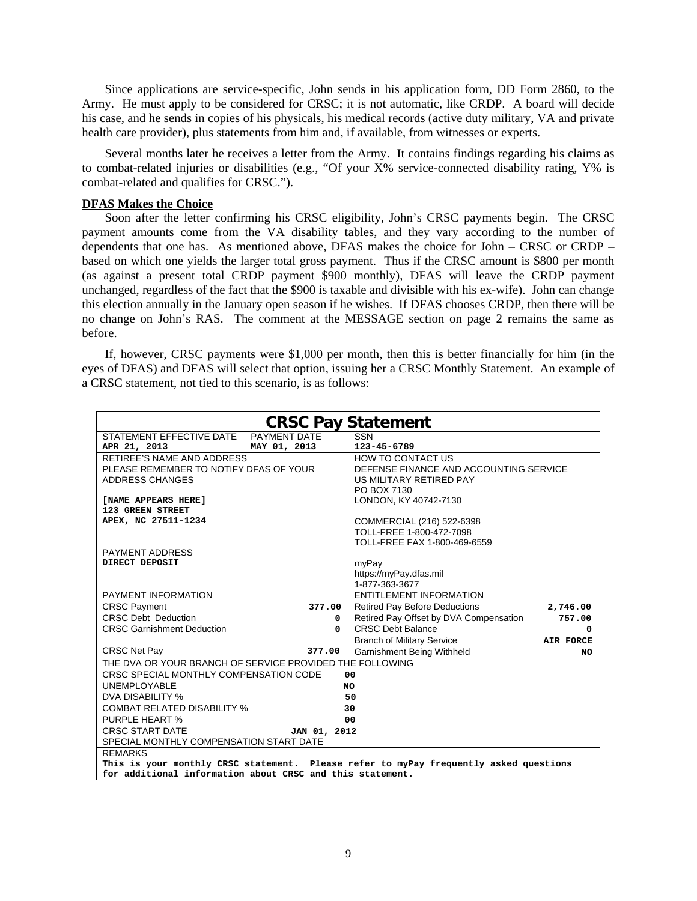Since applications are service-specific, John sends in his application form, DD Form 2860, to the Army. He must apply to be considered for CRSC; it is not automatic, like CRDP. A board will decide his case, and he sends in copies of his physicals, his medical records (active duty military, VA and private health care provider), plus statements from him and, if available, from witnesses or experts.

Several months later he receives a letter from the Army. It contains findings regarding his claims as to combat-related injuries or disabilities (e.g., "Of your X% service-connected disability rating, Y% is combat-related and qualifies for CRSC.").

**DFAS Makes the Choice**

Soon after the letter confirming his CRSC eligibility, John's CRSC payments begin. The CRSC payment amounts come from the VA disability tables, and they vary according to the number of dependents that one has. As mentioned above, DFAS makes the choice for John – CRSC or CRDP – based on which one yields the larger total gross payment. Thus if the CRSC amount is $800 per month (as against a present total CRDP payment $900 monthly), DFAS will leave the CRDP payment unchanged, regardless of the fact that the $900 is taxable and divisible with his ex-wife). John can change this election annually in the January open season if he wishes. If DFAS chooses CRDP, then there will be no change on John's RAS. The comment at the MESSAGE section on page 2 remains the same as before.

If, however, CRSC payments were $1,000 per month, then this is better financially for him (in the eyes of DFAS) and DFAS will select that option, issuing her a CRSC Monthly Statement. An example of a CRSC statement, not tied to this scenario, is as follows:

| **CRSC Pay Statement** | | | |
|---|---|---|---|
| STATEMENT EFFECTIVE DATE<br>APR 21, 2013 | PAYMENT DATE<br>MAY 01, 2013 | SSN<br>123-45-6789 | |
| RETIREE'S NAME AND ADDRESS | | HOW TO CONTACT US | |
| PLEASE REMEMBER TO NOTIFY DFAS OF YOUR ADDRESS CHANGES<br><br>[NAME APPEARS HERE]<br>123 GREEN STREET<br>APEX, NC 27511-1234<br><br>PAYMENT ADDRESS<br>DIRECT DEPOSIT | | DEFENSE FINANCE AND ACCOUNTING SERVICE<br>US MILITARY RETIRED PAY<br>PO BOX 7130<br>LONDON, KY 40742-7130<br><br>COMMERCIAL (216) 522-6398<br>TOLL-FREE 1-800-472-7098<br>TOLL-FREE FAX 1-800-469-6559<br><br>myPay<br>https://myPay.dfas.mil<br>1-877-363-3677 | |
| PAYMENT INFORMATION | | ENTITLEMENT INFORMATION | |
| CRSC Payment | 377.00 | Retired Pay Before Deductions | 2,746.00 |
| CRSC Debt Deduction | 0 | Retired Pay Offset by DVA Compensation | 757.00 |
| CRSC Garnishment Deduction | 0 | CRSC Debt Balance | 0 |
| | | Branch of Military Service | AIR FORCE |
| CRSC Net Pay | 377.00 | Garnishment Being Withheld | NO |
| THE DVA OR YOUR BRANCH OF SERVICE PROVIDED THE FOLLOWING | | | |
| CRSC SPECIAL MONTHLY COMPENSATION CODE | 00 | | |
| UNEMPLOYABLE | NO | | |
| DVA DISABILITY % | 50 | | |
| COMBAT RELATED DISABILITY % | 30 | | |
| PURPLE HEART % | 00 | | |
| CRSC START DATE | JAN 01, 2012 | | |
| SPECIAL MONTHLY COMPENSATION START DATE | | | |
| REMARKS | | | |
| This is your monthly CRSC statement. Please refer to myPay frequently asked questions for additional information about CRSC and this statement. | | | |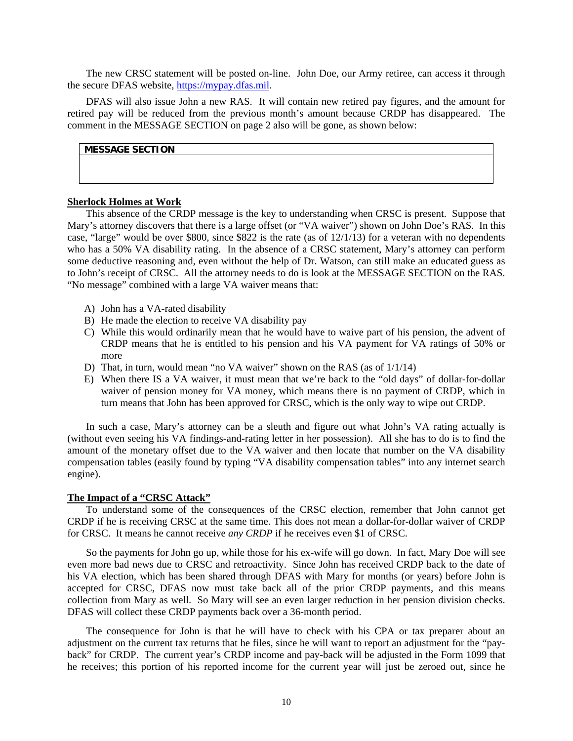The new CRSC statement will be posted on-line. John Doe, our Army retiree, can access it through the secure DFAS website, https://mypay.dfas.mil.

DFAS will also issue John a new RAS. It will contain new retired pay figures, and the amount for retired pay will be reduced from the previous month's amount because CRDP has disappeared. The comment in the MESSAGE SECTION on page 2 also will be gone, as shown below:

| MESSAGE SECTION |
| --- |
| |

**Sherlock Holmes at Work**

This absence of the CRDP message is the key to understanding when CRSC is present. Suppose that Mary's attorney discovers that there is a large offset (or "VA waiver") shown on John Doe's RAS. In this case, "large" would be over $800, since $822 is the rate (as of 12/1/13) for a veteran with no dependents who has a 50% VA disability rating. In the absence of a CRSC statement, Mary's attorney can perform some deductive reasoning and, even without the help of Dr. Watson, can still make an educated guess as to John's receipt of CRSC. All the attorney needs to do is look at the MESSAGE SECTION on the RAS. "No message" combined with a large VA waiver means that:

A) John has a VA-rated disability
B) He made the election to receive VA disability pay
C) While this would ordinarily mean that he would have to waive part of his pension, the advent of CRDP means that he is entitled to his pension and his VA payment for VA ratings of 50% or more
D) That, in turn, would mean "no VA waiver" shown on the RAS (as of 1/1/14)
E) When there IS a VA waiver, it must mean that we're back to the "old days" of dollar-for-dollar waiver of pension money for VA money, which means there is no payment of CRDP, which in turn means that John has been approved for CRSC, which is the only way to wipe out CRDP.

In such a case, Mary's attorney can be a sleuth and figure out what John's VA rating actually is (without even seeing his VA findings-and-rating letter in her possession). All she has to do is to find the amount of the monetary offset due to the VA waiver and then locate that number on the VA disability compensation tables (easily found by typing "VA disability compensation tables" into any internet search engine).

**The Impact of a "CRSC Attack"**

To understand some of the consequences of the CRSC election, remember that John cannot get CRDP if he is receiving CRSC at the same time. This does not mean a dollar-for-dollar waiver of CRDP for CRSC. It means he cannot receive *any CRDP* if he receives even $1 of CRSC.

So the payments for John go up, while those for his ex-wife will go down. In fact, Mary Doe will see even more bad news due to CRSC and retroactivity. Since John has received CRDP back to the date of his VA election, which has been shared through DFAS with Mary for months (or years) before John is accepted for CRSC, DFAS now must take back all of the prior CRDP payments, and this means collection from Mary as well. So Mary will see an even larger reduction in her pension division checks. DFAS will collect these CRDP payments back over a 36-month period.

The consequence for John is that he will have to check with his CPA or tax preparer about an adjustment on the current tax returns that he files, since he will want to report an adjustment for the "pay-back" for CRDP. The current year's CRDP income and pay-back will be adjusted in the Form 1099 that he receives; this portion of his reported income for the current year will just be zeroed out, since he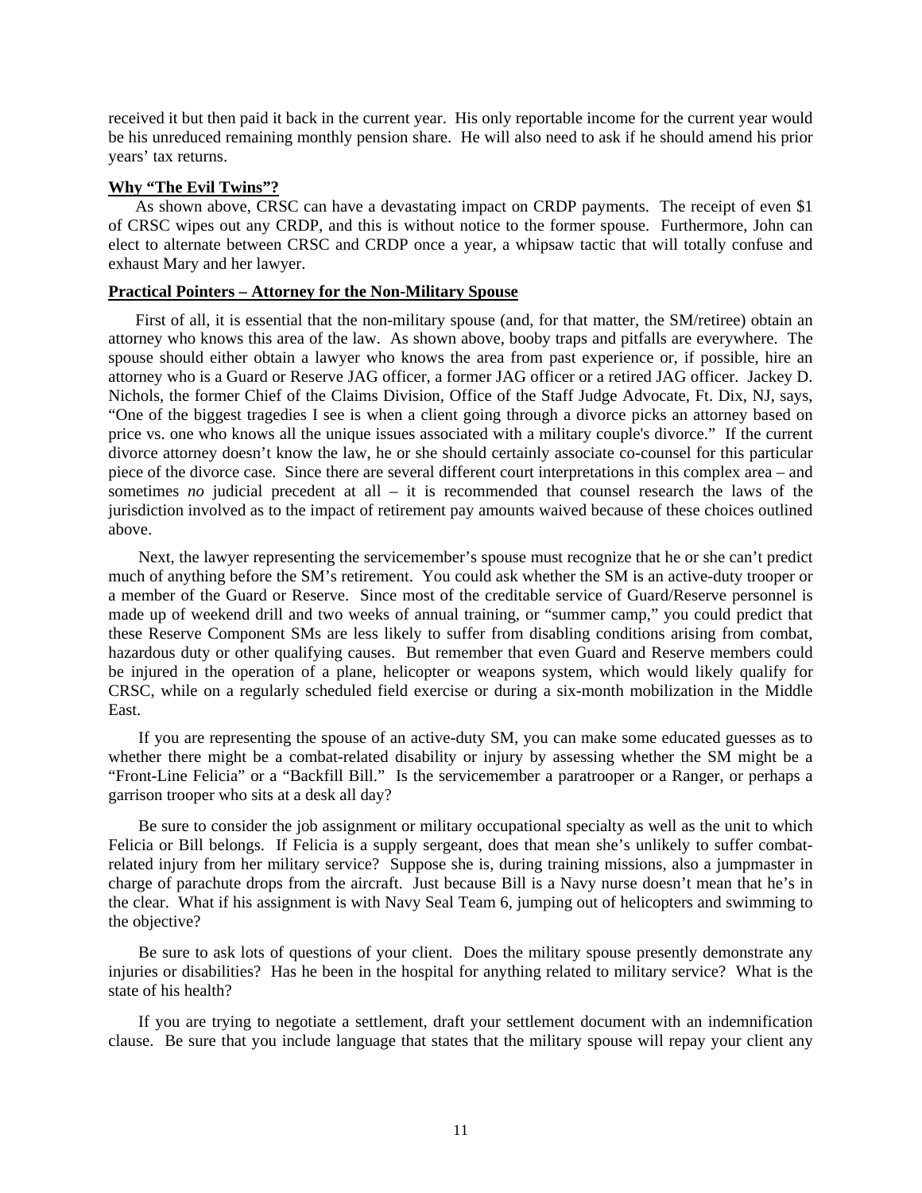received it but then paid it back in the current year. His only reportable income for the current year would be his unreduced remaining monthly pension share. He will also need to ask if he should amend his prior years' tax returns.

**Why "The Evil Twins"?**

As shown above, CRSC can have a devastating impact on CRDP payments. The receipt of even $1 of CRSC wipes out any CRDP, and this is without notice to the former spouse. Furthermore, John can elect to alternate between CRSC and CRDP once a year, a whipsaw tactic that will totally confuse and exhaust Mary and her lawyer.

**Practical Pointers – Attorney for the Non-Military Spouse**

First of all, it is essential that the non-military spouse (and, for that matter, the SM/retiree) obtain an attorney who knows this area of the law. As shown above, booby traps and pitfalls are everywhere. The spouse should either obtain a lawyer who knows the area from past experience or, if possible, hire an attorney who is a Guard or Reserve JAG officer, a former JAG officer or a retired JAG officer. Jackey D. Nichols, the former Chief of the Claims Division, Office of the Staff Judge Advocate, Ft. Dix, NJ, says, "One of the biggest tragedies I see is when a client going through a divorce picks an attorney based on price vs. one who knows all the unique issues associated with a military couple's divorce." If the current divorce attorney doesn't know the law, he or she should certainly associate co-counsel for this particular piece of the divorce case. Since there are several different court interpretations in this complex area – and sometimes *no* judicial precedent at all – it is recommended that counsel research the laws of the jurisdiction involved as to the impact of retirement pay amounts waived because of these choices outlined above.

Next, the lawyer representing the servicemember's spouse must recognize that he or she can't predict much of anything before the SM's retirement. You could ask whether the SM is an active-duty trooper or a member of the Guard or Reserve. Since most of the creditable service of Guard/Reserve personnel is made up of weekend drill and two weeks of annual training, or "summer camp," you could predict that these Reserve Component SMs are less likely to suffer from disabling conditions arising from combat, hazardous duty or other qualifying causes. But remember that even Guard and Reserve members could be injured in the operation of a plane, helicopter or weapons system, which would likely qualify for CRSC, while on a regularly scheduled field exercise or during a six-month mobilization in the Middle East.

If you are representing the spouse of an active-duty SM, you can make some educated guesses as to whether there might be a combat-related disability or injury by assessing whether the SM might be a "Front-Line Felicia" or a "Backfill Bill." Is the servicemember a paratrooper or a Ranger, or perhaps a garrison trooper who sits at a desk all day?

Be sure to consider the job assignment or military occupational specialty as well as the unit to which Felicia or Bill belongs. If Felicia is a supply sergeant, does that mean she's unlikely to suffer combat-related injury from her military service? Suppose she is, during training missions, also a jumpmaster in charge of parachute drops from the aircraft. Just because Bill is a Navy nurse doesn't mean that he's in the clear. What if his assignment is with Navy Seal Team 6, jumping out of helicopters and swimming to the objective?

Be sure to ask lots of questions of your client. Does the military spouse presently demonstrate any injuries or disabilities? Has he been in the hospital for anything related to military service? What is the state of his health?

If you are trying to negotiate a settlement, draft your settlement document with an indemnification clause. Be sure that you include language that states that the military spouse will repay your client any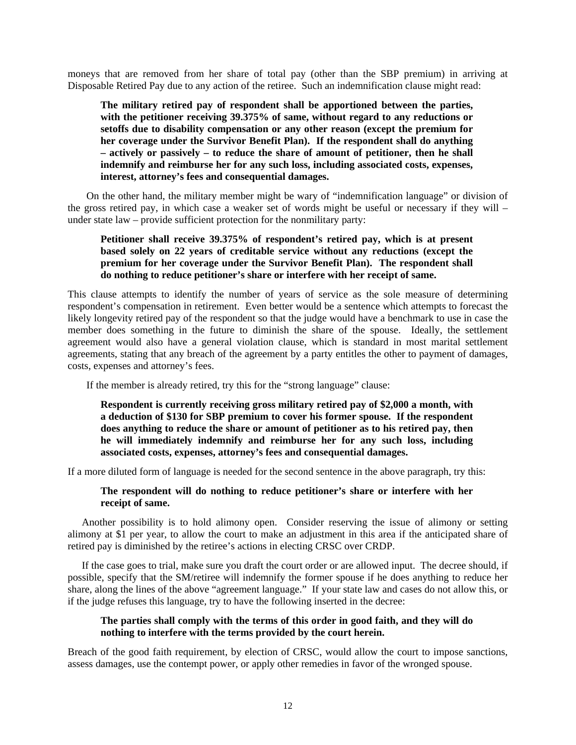moneys that are removed from her share of total pay (other than the SBP premium) in arriving at Disposable Retired Pay due to any action of the retiree. Such an indemnification clause might read:

> **The military retired pay of respondent shall be apportioned between the parties, with the petitioner receiving 39.375% of same, without regard to any reductions or setoffs due to disability compensation or any other reason (except the premium for her coverage under the Survivor Benefit Plan). If the respondent shall do anything – actively or passively – to reduce the share of amount of petitioner, then he shall indemnify and reimburse her for any such loss, including associated costs, expenses, interest, attorney's fees and consequential damages.**

On the other hand, the military member might be wary of "indemnification language" or division of the gross retired pay, in which case a weaker set of words might be useful or necessary if they will – under state law – provide sufficient protection for the nonmilitary party:

> **Petitioner shall receive 39.375% of respondent's retired pay, which is at present based solely on 22 years of creditable service without any reductions (except the premium for her coverage under the Survivor Benefit Plan). The respondent shall do nothing to reduce petitioner's share or interfere with her receipt of same.**

This clause attempts to identify the number of years of service as the sole measure of determining respondent's compensation in retirement. Even better would be a sentence which attempts to forecast the likely longevity retired pay of the respondent so that the judge would have a benchmark to use in case the member does something in the future to diminish the share of the spouse. Ideally, the settlement agreement would also have a general violation clause, which is standard in most marital settlement agreements, stating that any breach of the agreement by a party entitles the other to payment of damages, costs, expenses and attorney's fees.

If the member is already retired, try this for the "strong language" clause:

> **Respondent is currently receiving gross military retired pay of $2,000 a month, with a deduction of $130 for SBP premium to cover his former spouse. If the respondent does anything to reduce the share or amount of petitioner as to his retired pay, then he will immediately indemnify and reimburse her for any such loss, including associated costs, expenses, attorney's fees and consequential damages.**

If a more diluted form of language is needed for the second sentence in the above paragraph, try this:

> **The respondent will do nothing to reduce petitioner's share or interfere with her receipt of same.**

Another possibility is to hold alimony open. Consider reserving the issue of alimony or setting alimony at $1 per year, to allow the court to make an adjustment in this area if the anticipated share of retired pay is diminished by the retiree's actions in electing CRSC over CRDP.

If the case goes to trial, make sure you draft the court order or are allowed input. The decree should, if possible, specify that the SM/retiree will indemnify the former spouse if he does anything to reduce her share, along the lines of the above "agreement language." If your state law and cases do not allow this, or if the judge refuses this language, try to have the following inserted in the decree:

> **The parties shall comply with the terms of this order in good faith, and they will do nothing to interfere with the terms provided by the court herein.**

Breach of the good faith requirement, by election of CRSC, would allow the court to impose sanctions, assess damages, use the contempt power, or apply other remedies in favor of the wronged spouse.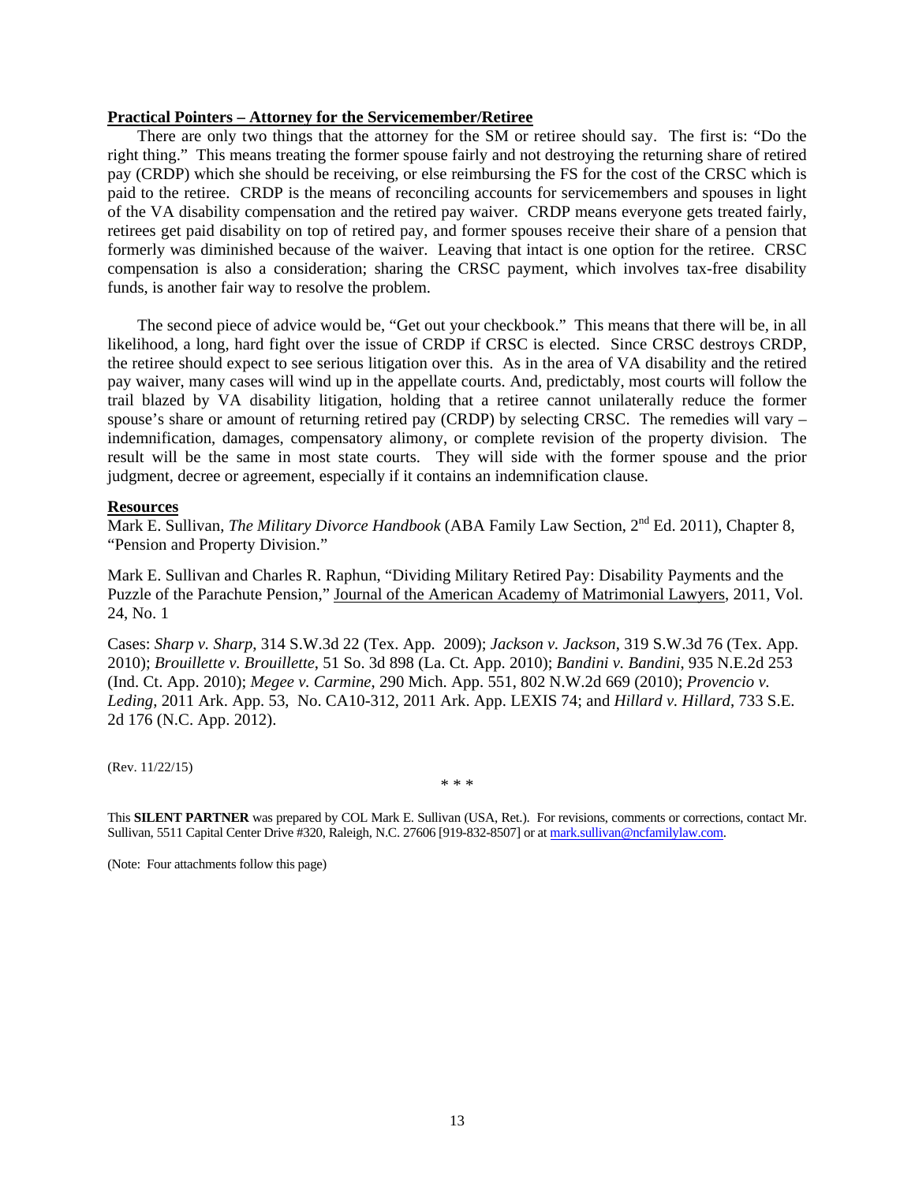**Practical Pointers – Attorney for the Servicemember/Retiree**

There are only two things that the attorney for the SM or retiree should say. The first is: "Do the right thing." This means treating the former spouse fairly and not destroying the returning share of retired pay (CRDP) which she should be receiving, or else reimbursing the FS for the cost of the CRSC which is paid to the retiree. CRDP is the means of reconciling accounts for servicemembers and spouses in light of the VA disability compensation and the retired pay waiver. CRDP means everyone gets treated fairly, retirees get paid disability on top of retired pay, and former spouses receive their share of a pension that formerly was diminished because of the waiver. Leaving that intact is one option for the retiree. CRSC compensation is also a consideration; sharing the CRSC payment, which involves tax-free disability funds, is another fair way to resolve the problem.

The second piece of advice would be, "Get out your checkbook." This means that there will be, in all likelihood, a long, hard fight over the issue of CRDP if CRSC is elected. Since CRSC destroys CRDP, the retiree should expect to see serious litigation over this. As in the area of VA disability and the retired pay waiver, many cases will wind up in the appellate courts. And, predictably, most courts will follow the trail blazed by VA disability litigation, holding that a retiree cannot unilaterally reduce the former spouse's share or amount of returning retired pay (CRDP) by selecting CRSC. The remedies will vary – indemnification, damages, compensatory alimony, or complete revision of the property division. The result will be the same in most state courts. They will side with the former spouse and the prior judgment, decree or agreement, especially if it contains an indemnification clause.

**Resources**

Mark E. Sullivan, *The Military Divorce Handbook* (ABA Family Law Section, 2nd Ed. 2011), Chapter 8, "Pension and Property Division."

Mark E. Sullivan and Charles R. Raphun, "Dividing Military Retired Pay: Disability Payments and the Puzzle of the Parachute Pension," Journal of the American Academy of Matrimonial Lawyers, 2011, Vol. 24, No. 1

Cases: *Sharp v. Sharp*, 314 S.W.3d 22 (Tex. App. 2009); *Jackson v. Jackson*, 319 S.W.3d 76 (Tex. App. 2010); *Brouillette v. Brouillette*, 51 So. 3d 898 (La. Ct. App. 2010); *Bandini v. Bandini*, 935 N.E.2d 253 (Ind. Ct. App. 2010); *Megee v. Carmine*, 290 Mich. App. 551, 802 N.W.2d 669 (2010); *Provencio v. Leding*, 2011 Ark. App. 53, No. CA10-312, 2011 Ark. App. LEXIS 74; and *Hillard v. Hillard*, 733 S.E. 2d 176 (N.C. App. 2012).

(Rev. 11/22/15)

\* \* \*

This **SILENT PARTNER** was prepared by COL Mark E. Sullivan (USA, Ret.). For revisions, comments or corrections, contact Mr. Sullivan, 5511 Capital Center Drive #320, Raleigh, N.C. 27606 [919-832-8507] or at mark.sullivan@ncfamilylaw.com.

(Note: Four attachments follow this page)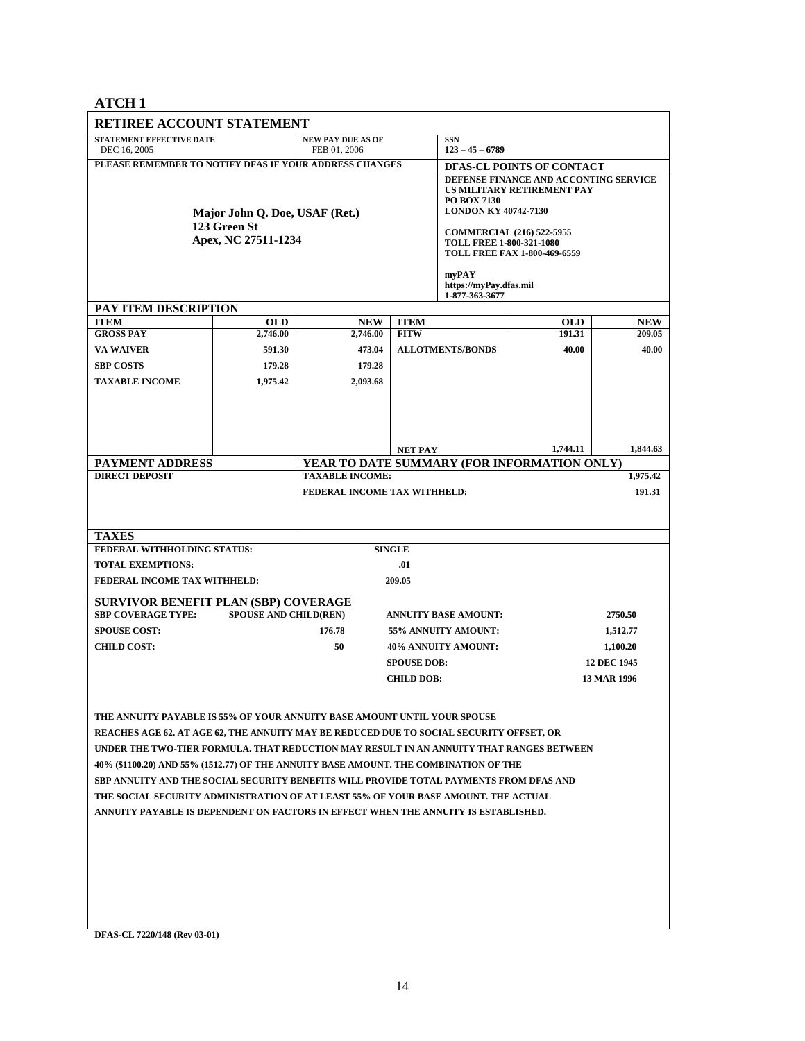## ATCH 1

### RETIREE ACCOUNT STATEMENT

| STATEMENT EFFECTIVE DATE | NEW PAY DUE AS OF | SSN |
|---|---|---|
| DEC 16, 2005 | FEB 01, 2006 | 123 – 45 – 6789 |

**PLEASE REMEMBER TO NOTIFY DFAS IF YOUR ADDRESS CHANGES**

**Major John Q. Doe, USAF (Ret.)**
**123 Green St**
**Apex, NC 27511-1234**

**DFAS-CL POINTS OF CONTACT**

DEFENSE FINANCE AND ACCONTING SERVICE
US MILITARY RETIREMENT PAY
PO BOX 7130
LONDON KY 40742-7130

COMMERCIAL (216) 522-5955
TOLL FREE 1-800-321-1080
TOLL FREE FAX 1-800-469-6559

myPAY
https://myPay.dfas.mil
1-877-363-3677

### PAY ITEM DESCRIPTION

| ITEM | OLD | NEW | ITEM | OLD | NEW |
|---|---|---|---|---|---|
| GROSS PAY | 2,746.00 | 2,746.00 | FITW | 191.31 | 209.05 |
| VA WAIVER | 591.30 | 473.04 | ALLOTMENTS/BONDS | 40.00 | 40.00 |
| SBP COSTS | 179.28 | 179.28 | | | |
| TAXABLE INCOME | 1,975.42 | 2,093.68 | | | |
| | | | NET PAY | 1,744.11 | 1,844.63 |

### PAYMENT ADDRESS

DIRECT DEPOSIT

### YEAR TO DATE SUMMARY (FOR INFORMATION ONLY)

| | |
|---|---|
| TAXABLE INCOME: | 1,975.42 |
| FEDERAL INCOME TAX WITHHELD: | 191.31 |

### TAXES

| | |
|---|---|
| FEDERAL WITHHOLDING STATUS: | SINGLE |
| TOTAL EXEMPTIONS: | .01 |
| FEDERAL INCOME TAX WITHHELD: | 209.05 |

### SURVIVOR BENEFIT PLAN (SBP) COVERAGE

| | | | |
|---|---|---|---|
| SBP COVERAGE TYPE: | SPOUSE AND CHILD(REN) | ANNUITY BASE AMOUNT: | 2750.50 |
| SPOUSE COST: | 176.78 | 55% ANNUITY AMOUNT: | 1,512.77 |
| CHILD COST: | 50 | 40% ANNUITY AMOUNT: | 1,100.20 |
| | | SPOUSE DOB: | 12 DEC 1945 |
| | | CHILD DOB: | 13 MAR 1996 |

THE ANNUITY PAYABLE IS 55% OF YOUR ANNUITY BASE AMOUNT UNTIL YOUR SPOUSE REACHES AGE 62. AT AGE 62, THE ANNUITY MAY BE REDUCED DUE TO SOCIAL SECURITY OFFSET, OR UNDER THE TWO-TIER FORMULA. THAT REDUCTION MAY RESULT IN AN ANNUITY THAT RANGES BETWEEN 40% ($1100.20) AND 55% (1512.77) OF THE ANNUITY BASE AMOUNT. THE COMBINATION OF THE SBP ANNUITY AND THE SOCIAL SECURITY BENEFITS WILL PROVIDE TOTAL PAYMENTS FROM DFAS AND THE SOCIAL SECURITY ADMINISTRATION OF AT LEAST 55% OF YOUR BASE AMOUNT. THE ACTUAL ANNUITY PAYABLE IS DEPENDENT ON FACTORS IN EFFECT WHEN THE ANNUITY IS ESTABLISHED.

DFAS-CL 7220/148 (Rev 03-01)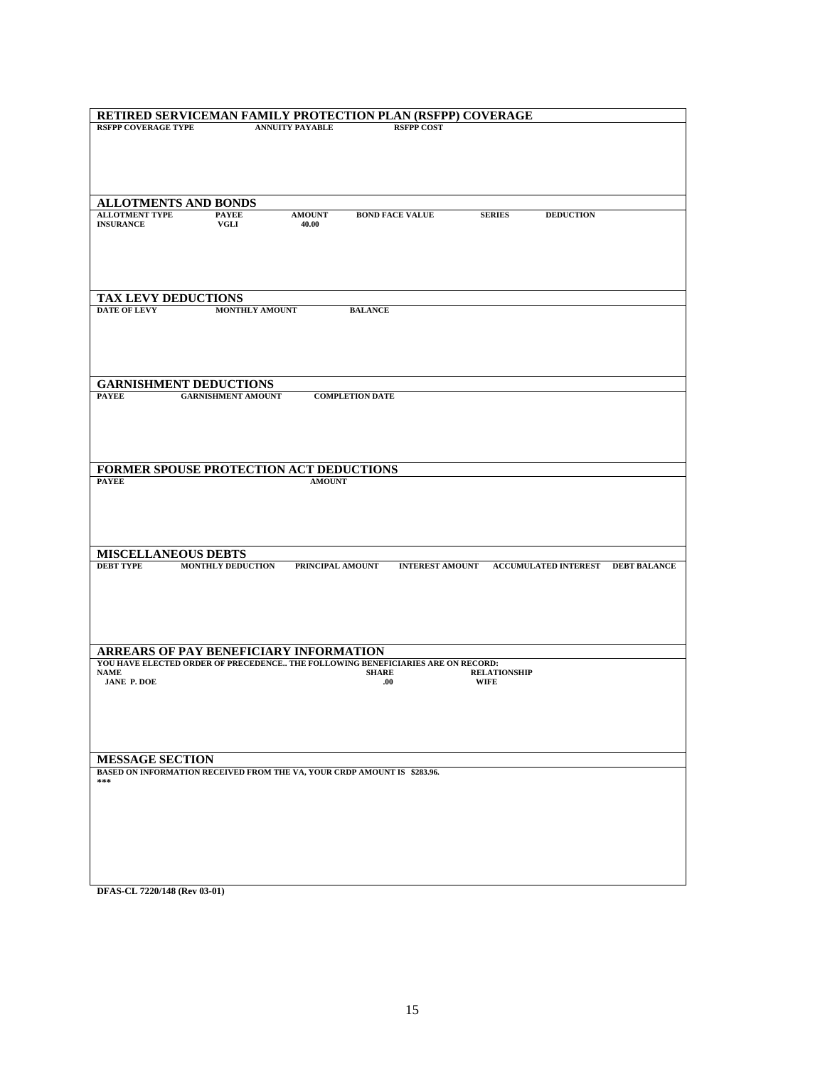## RETIRED SERVICEMAN FAMILY PROTECTION PLAN (RSFPP) COVERAGE

| RSFPP COVERAGE TYPE | ANNUITY PAYABLE | RSFPP COST |
|---|---|---|

## ALLOTMENTS AND BONDS

| ALLOTMENT TYPE | PAYEE | AMOUNT | BOND FACE VALUE | SERIES | DEDUCTION |
|---|---|---|---|---|---|
| INSURANCE | VGLI | 40.00 | | | |

## TAX LEVY DEDUCTIONS

| DATE OF LEVY | MONTHLY AMOUNT | BALANCE |
|---|---|---|

## GARNISHMENT DEDUCTIONS

| PAYEE | GARNISHMENT AMOUNT | COMPLETION DATE |
|---|---|---|

## FORMER SPOUSE PROTECTION ACT DEDUCTIONS

| PAYEE | AMOUNT |
|---|---|

## MISCELLANEOUS DEBTS

| DEBT TYPE | MONTHLY DEDUCTION | PRINCIPAL AMOUNT | INTEREST AMOUNT | ACCUMULATED INTEREST | DEBT BALANCE |
|---|---|---|---|---|---|

## ARREARS OF PAY BENEFICIARY INFORMATION

YOU HAVE ELECTED ORDER OF PRECEDENCE.. THE FOLLOWING BENEFICIARIES ARE ON RECORD:

| NAME | SHARE | RELATIONSHIP |
|---|---|---|
| JANE P. DOE | .00 | WIFE |

## MESSAGE SECTION

BASED ON INFORMATION RECEIVED FROM THE VA, YOUR CRDP AMOUNT IS $283.96.

***

DFAS-CL 7220/148 (Rev 03-01)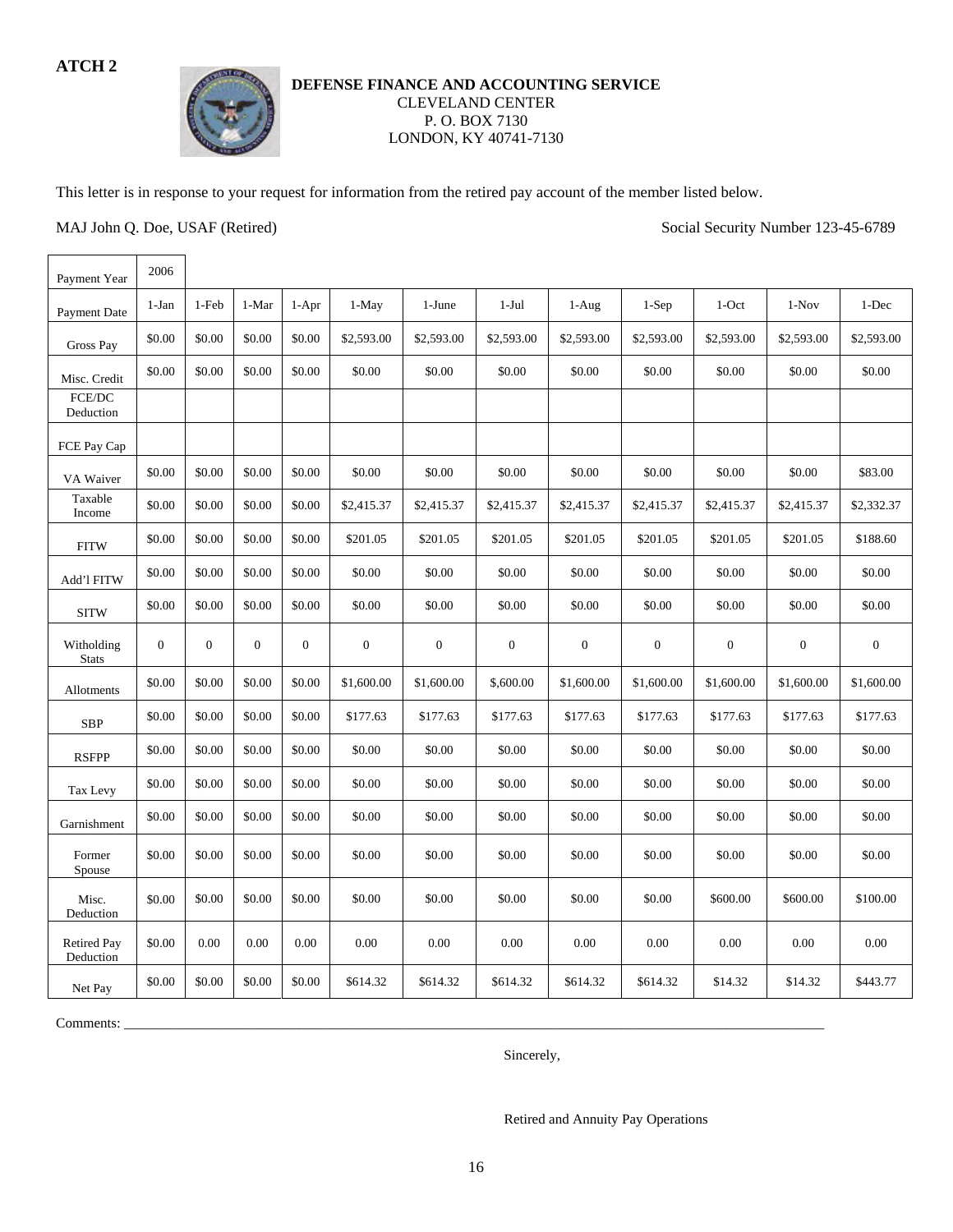**ATCH 2**

**DEFENSE FINANCE AND ACCOUNTING SERVICE**
CLEVELAND CENTER
P. O. BOX 7130
LONDON, KY 40741-7130

This letter is in response to your request for information from the retired pay account of the member listed below.

MAJ John Q. Doe, USAF (Retired) Social Security Number 123-45-6789

| Payment Year | 2006 | | | | | | | | | | | |
|---|---|---|---|---|---|---|---|---|---|---|---|---|
| Payment Date | 1-Jan | 1-Feb | 1-Mar | 1-Apr | 1-May | 1-June | 1-Jul | 1-Aug | 1-Sep | 1-Oct | 1-Nov | 1-Dec |
| Gross Pay | $0.00 | $0.00 | $0.00 | $0.00 | $2,593.00 | $2,593.00 | $2,593.00 | $2,593.00 | $2,593.00 | $2,593.00 | $2,593.00 | $2,593.00 |
| Misc. Credit | $0.00 | $0.00 | $0.00 | $0.00 | $0.00 | $0.00 | $0.00 | $0.00 | $0.00 | $0.00 | $0.00 | $0.00 |
| FCE/DC Deduction | | | | | | | | | | | | |
| FCE Pay Cap | | | | | | | | | | | | |
| VA Waiver | $0.00 | $0.00 | $0.00 | $0.00 | $0.00 | $0.00 | $0.00 | $0.00 | $0.00 | $0.00 | $0.00 | $83.00 |
| Taxable Income | $0.00 | $0.00 | $0.00 | $0.00 | $2,415.37 | $2,415.37 | $2,415.37 | $2,415.37 | $2,415.37 | $2,415.37 | $2,415.37 | $2,332.37 |
| FITW | $0.00 | $0.00 | $0.00 | $0.00 | $201.05 | $201.05 | $201.05 | $201.05 | $201.05 | $201.05 | $201.05 | $188.60 |
| Add'l FITW | $0.00 | $0.00 | $0.00 | $0.00 | $0.00 | $0.00 | $0.00 | $0.00 | $0.00 | $0.00 | $0.00 | $0.00 |
| SITW | $0.00 | $0.00 | $0.00 | $0.00 | $0.00 | $0.00 | $0.00 | $0.00 | $0.00 | $0.00 | $0.00 | $0.00 |
| Witholding Stats | 0 | 0 | 0 | 0 | 0 | 0 | 0 | 0 | 0 | 0 | 0 | 0 |
| Allotments | $0.00 | $0.00 | $0.00 | $0.00 | $1,600.00 | $1,600.00 | $,600.00 | $1,600.00 | $1,600.00 | $1,600.00 | $1,600.00 | $1,600.00 |
| SBP | $0.00 | $0.00 | $0.00 | $0.00 | $177.63 | $177.63 | $177.63 | $177.63 | $177.63 | $177.63 | $177.63 | $177.63 |
| RSFPP | $0.00 | $0.00 | $0.00 | $0.00 | $0.00 | $0.00 | $0.00 | $0.00 | $0.00 | $0.00 | $0.00 | $0.00 |
| Tax Levy | $0.00 | $0.00 | $0.00 | $0.00 | $0.00 | $0.00 | $0.00 | $0.00 | $0.00 | $0.00 | $0.00 | $0.00 |
| Garnishment | $0.00 | $0.00 | $0.00 | $0.00 | $0.00 | $0.00 | $0.00 | $0.00 | $0.00 | $0.00 | $0.00 | $0.00 |
| Former Spouse | $0.00 | $0.00 | $0.00 | $0.00 | $0.00 | $0.00 | $0.00 | $0.00 | $0.00 | $0.00 | $0.00 | $0.00 |
| Misc. Deduction | $0.00 | $0.00 | $0.00 | $0.00 | $0.00 | $0.00 | $0.00 | $0.00 | $0.00 | $600.00 | $600.00 | $100.00 |
| Retired Pay Deduction | $0.00 | 0.00 | 0.00 | 0.00 | 0.00 | 0.00 | 0.00 | 0.00 | 0.00 | 0.00 | 0.00 | 0.00 |
| Net Pay | $0.00 | $0.00 | $0.00 | $0.00 | $614.32 | $614.32 | $614.32 | $614.32 | $614.32 | $14.32 | $14.32 | $443.77 |

Comments: ____________________________________________________________

Sincerely,

Retired and Annuity Pay Operations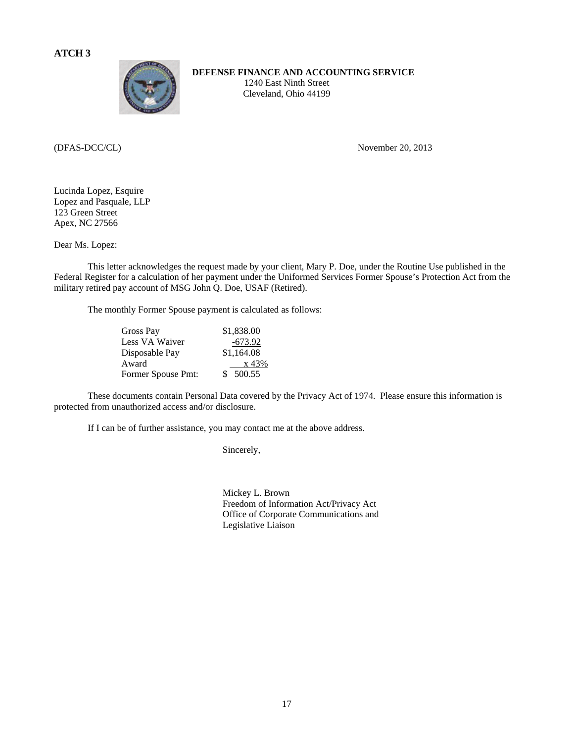**ATCH 3**

**DEFENSE FINANCE AND ACCOUNTING SERVICE**
1240 East Ninth Street
Cleveland, Ohio 44199

(DFAS-DCC/CL)

November 20, 2013

Lucinda Lopez, Esquire
Lopez and Pasquale, LLP
123 Green Street
Apex, NC 27566

Dear Ms. Lopez:

This letter acknowledges the request made by your client, Mary P. Doe, under the Routine Use published in the Federal Register for a calculation of her payment under the Uniformed Services Former Spouse's Protection Act from the military retired pay account of MSG John Q. Doe, USAF (Retired).

The monthly Former Spouse payment is calculated as follows:

| | |
|---|---|
| Gross Pay | $1,838.00 |
| Less VA Waiver | -673.92 |
| Disposable Pay | $1,164.08 |
| Award | x 43% |
| Former Spouse Pmt: | $ 500.55 |

These documents contain Personal Data covered by the Privacy Act of 1974. Please ensure this information is protected from unauthorized access and/or disclosure.

If I can be of further assistance, you may contact me at the above address.

Sincerely,

Mickey L. Brown
Freedom of Information Act/Privacy Act
Office of Corporate Communications and
Legislative Liaison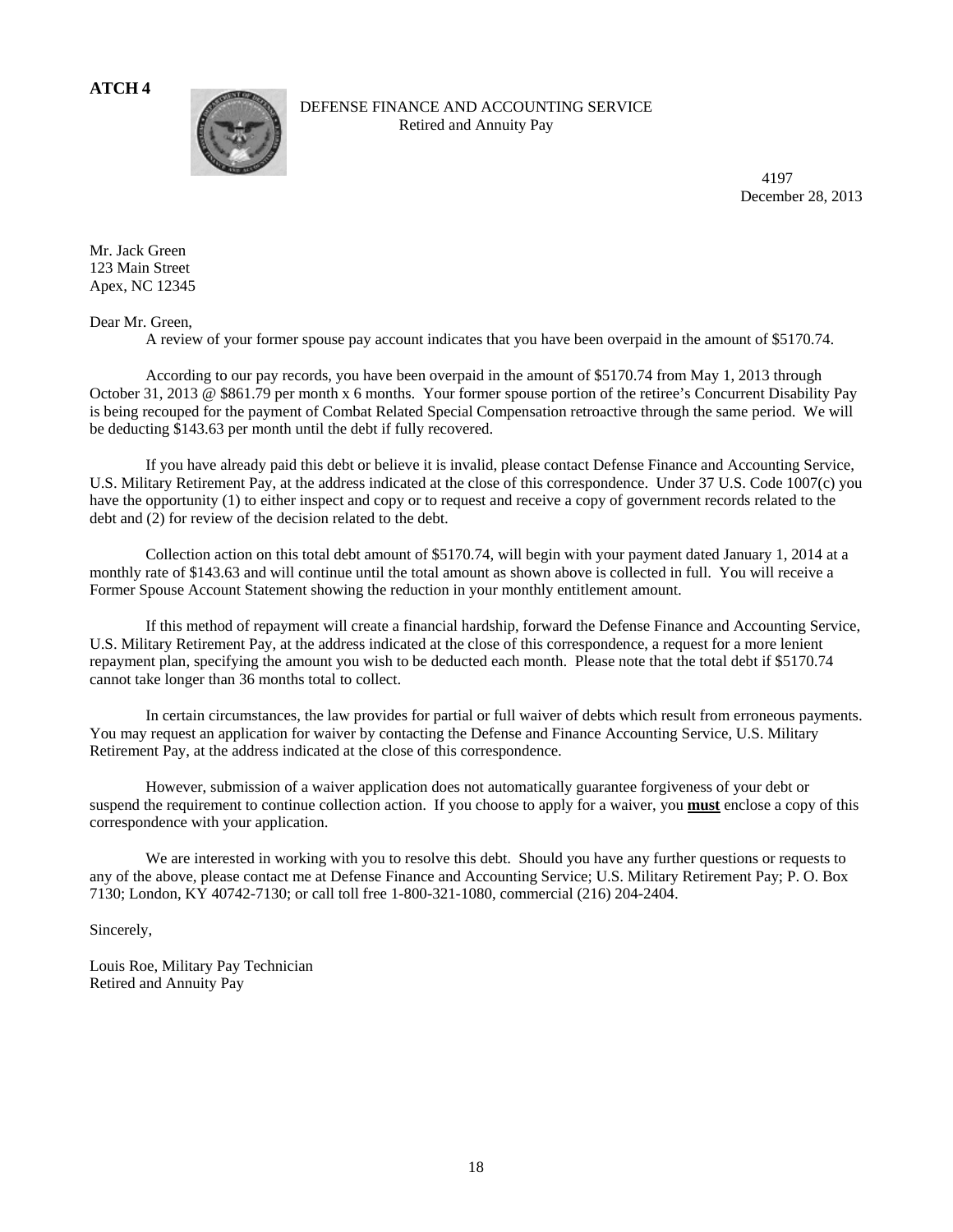**ATCH 4**

DEFENSE FINANCE AND ACCOUNTING SERVICE
Retired and Annuity Pay

4197
December 28, 2013

Mr. Jack Green
123 Main Street
Apex, NC 12345

Dear Mr. Green,

A review of your former spouse pay account indicates that you have been overpaid in the amount of $5170.74.

According to our pay records, you have been overpaid in the amount of $5170.74 from May 1, 2013 through October 31, 2013 @ $861.79 per month x 6 months. Your former spouse portion of the retiree's Concurrent Disability Pay is being recouped for the payment of Combat Related Special Compensation retroactive through the same period. We will be deducting $143.63 per month until the debt if fully recovered.

If you have already paid this debt or believe it is invalid, please contact Defense Finance and Accounting Service, U.S. Military Retirement Pay, at the address indicated at the close of this correspondence. Under 37 U.S. Code 1007(c) you have the opportunity (1) to either inspect and copy or to request and receive a copy of government records related to the debt and (2) for review of the decision related to the debt.

Collection action on this total debt amount of $5170.74, will begin with your payment dated January 1, 2014 at a monthly rate of $143.63 and will continue until the total amount as shown above is collected in full. You will receive a Former Spouse Account Statement showing the reduction in your monthly entitlement amount.

If this method of repayment will create a financial hardship, forward the Defense Finance and Accounting Service, U.S. Military Retirement Pay, at the address indicated at the close of this correspondence, a request for a more lenient repayment plan, specifying the amount you wish to be deducted each month. Please note that the total debt if $5170.74 cannot take longer than 36 months total to collect.

In certain circumstances, the law provides for partial or full waiver of debts which result from erroneous payments. You may request an application for waiver by contacting the Defense and Finance Accounting Service, U.S. Military Retirement Pay, at the address indicated at the close of this correspondence.

However, submission of a waiver application does not automatically guarantee forgiveness of your debt or suspend the requirement to continue collection action. If you choose to apply for a waiver, you **must** enclose a copy of this correspondence with your application.

We are interested in working with you to resolve this debt. Should you have any further questions or requests to any of the above, please contact me at Defense Finance and Accounting Service; U.S. Military Retirement Pay; P. O. Box 7130; London, KY 40742-7130; or call toll free 1-800-321-1080, commercial (216) 204-2404.

Sincerely,

Louis Roe, Military Pay Technician
Retired and Annuity Pay